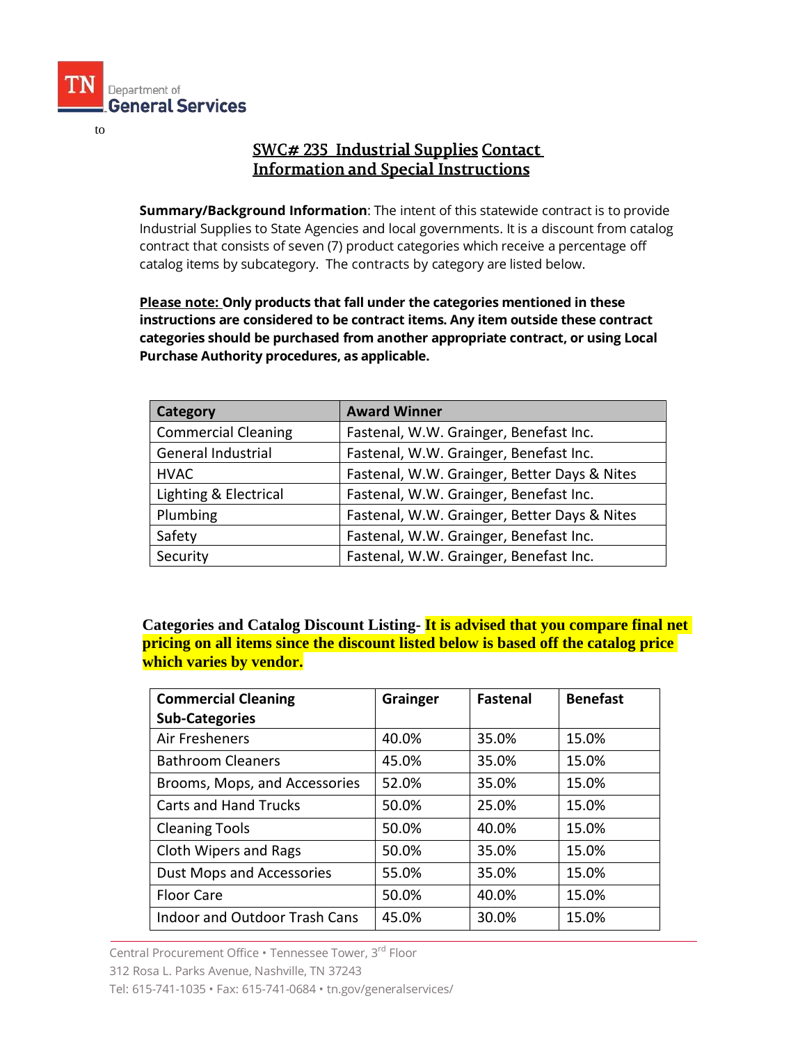TN Department of General Services

to

# SWC# 235 Industrial Supplies Contact Information and Special Instructions

**Summary/Background Information**: The intent of this statewide contract is to provide Industrial Supplies to State Agencies and local governments. It is a discount from catalog contract that consists of seven (7) product categories which receive a percentage off catalog items by subcategory. The contracts by category are listed below.

**Please note: Only products that fall under the categories mentioned in these instructions are considered to be contract items. Any item outside these contract categories should be purchased from another appropriate contract, or using Local Purchase Authority procedures, as applicable.**

| Category | Award Winner |
| --- | --- |
| Commercial Cleaning | Fastenal, W.W. Grainger, Benefast Inc. |
| General Industrial | Fastenal, W.W. Grainger, Benefast Inc. |
| HVAC | Fastenal, W.W. Grainger, Better Days & Nites |
| Lighting & Electrical | Fastenal, W.W. Grainger, Benefast Inc. |
| Plumbing | Fastenal, W.W. Grainger, Better Days & Nites |
| Safety | Fastenal, W.W. Grainger, Benefast Inc. |
| Security | Fastenal, W.W. Grainger, Benefast Inc. |

**Categories and Catalog Discount Listing- It is advised that you compare final net pricing on all items since the discount listed below is based off the catalog price which varies by vendor.**

| Commercial Cleaning Sub-Categories | Grainger | Fastenal | Benefast |
| --- | --- | --- | --- |
| Air Fresheners | 40.0% | 35.0% | 15.0% |
| Bathroom Cleaners | 45.0% | 35.0% | 15.0% |
| Brooms, Mops, and Accessories | 52.0% | 35.0% | 15.0% |
| Carts and Hand Trucks | 50.0% | 25.0% | 15.0% |
| Cleaning Tools | 50.0% | 40.0% | 15.0% |
| Cloth Wipers and Rags | 50.0% | 35.0% | 15.0% |
| Dust Mops and Accessories | 55.0% | 35.0% | 15.0% |
| Floor Care | 50.0% | 40.0% | 15.0% |
| Indoor and Outdoor Trash Cans | 45.0% | 30.0% | 15.0% |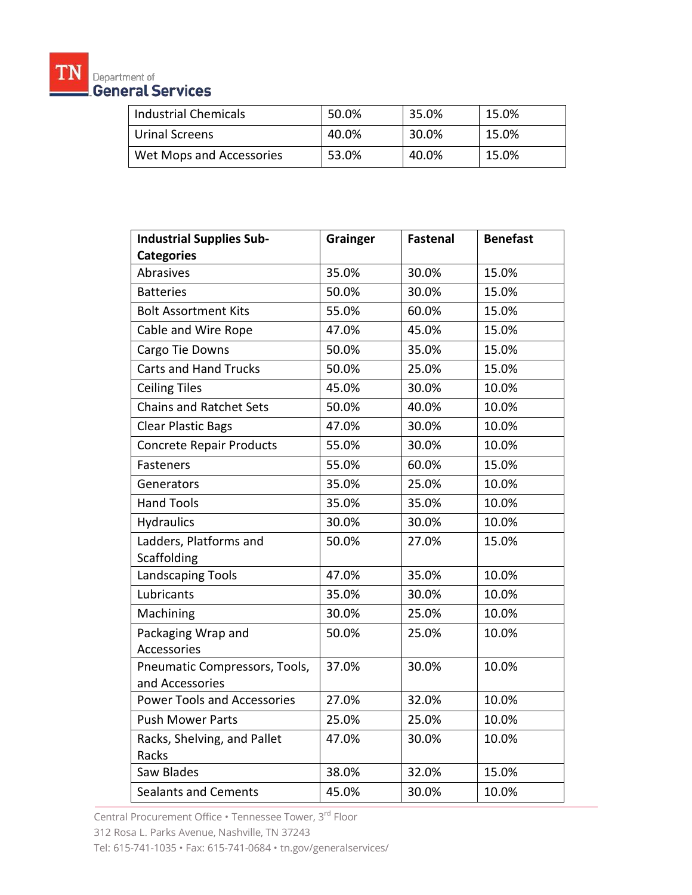| | | | |
|---|---|---|---|
| Industrial Chemicals | 50.0% | 35.0% | 15.0% |
| Urinal Screens | 40.0% | 30.0% | 15.0% |
| Wet Mops and Accessories | 53.0% | 40.0% | 15.0% |

| **Industrial Supplies Sub-Categories** | **Grainger** | **Fastenal** | **Benefast** |
|---|---|---|---|
| Abrasives | 35.0% | 30.0% | 15.0% |
| Batteries | 50.0% | 30.0% | 15.0% |
| Bolt Assortment Kits | 55.0% | 60.0% | 15.0% |
| Cable and Wire Rope | 47.0% | 45.0% | 15.0% |
| Cargo Tie Downs | 50.0% | 35.0% | 15.0% |
| Carts and Hand Trucks | 50.0% | 25.0% | 15.0% |
| Ceiling Tiles | 45.0% | 30.0% | 10.0% |
| Chains and Ratchet Sets | 50.0% | 40.0% | 10.0% |
| Clear Plastic Bags | 47.0% | 30.0% | 10.0% |
| Concrete Repair Products | 55.0% | 30.0% | 10.0% |
| Fasteners | 55.0% | 60.0% | 15.0% |
| Generators | 35.0% | 25.0% | 10.0% |
| Hand Tools | 35.0% | 35.0% | 10.0% |
| Hydraulics | 30.0% | 30.0% | 10.0% |
| Ladders, Platforms and Scaffolding | 50.0% | 27.0% | 15.0% |
| Landscaping Tools | 47.0% | 35.0% | 10.0% |
| Lubricants | 35.0% | 30.0% | 10.0% |
| Machining | 30.0% | 25.0% | 10.0% |
| Packaging Wrap and Accessories | 50.0% | 25.0% | 10.0% |
| Pneumatic Compressors, Tools, and Accessories | 37.0% | 30.0% | 10.0% |
| Power Tools and Accessories | 27.0% | 32.0% | 10.0% |
| Push Mower Parts | 25.0% | 25.0% | 10.0% |
| Racks, Shelving, and Pallet Racks | 47.0% | 30.0% | 10.0% |
| Saw Blades | 38.0% | 32.0% | 15.0% |
| Sealants and Cements | 45.0% | 30.0% | 10.0% |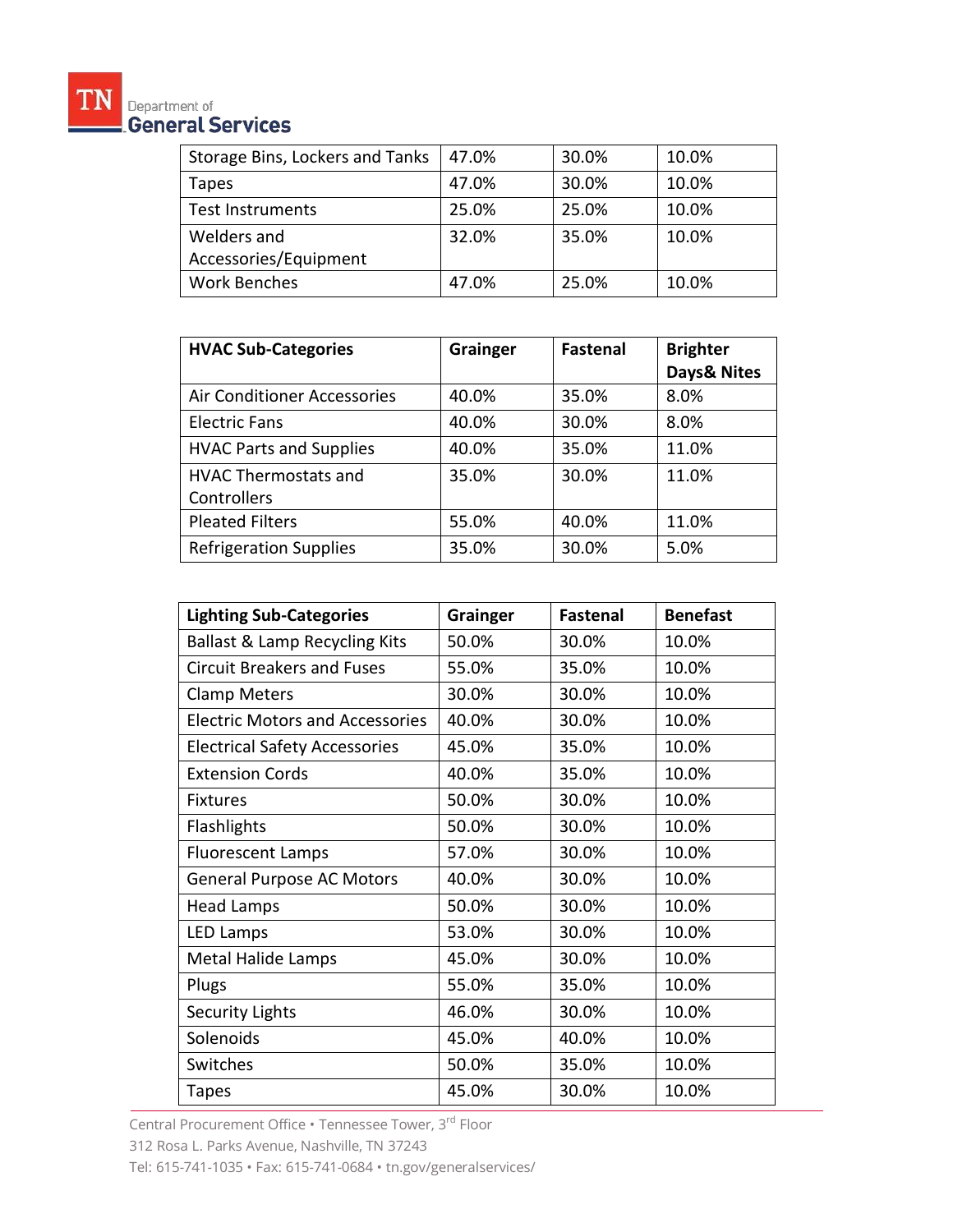| | | | |
|---|---|---|---|
| Storage Bins, Lockers and Tanks | 47.0% | 30.0% | 10.0% |
| Tapes | 47.0% | 30.0% | 10.0% |
| Test Instruments | 25.0% | 25.0% | 10.0% |
| Welders and Accessories/Equipment | 32.0% | 35.0% | 10.0% |
| Work Benches | 47.0% | 25.0% | 10.0% |

| **HVAC Sub-Categories** | **Grainger** | **Fastenal** | **Brighter Days& Nites** |
|---|---|---|---|
| Air Conditioner Accessories | 40.0% | 35.0% | 8.0% |
| Electric Fans | 40.0% | 30.0% | 8.0% |
| HVAC Parts and Supplies | 40.0% | 35.0% | 11.0% |
| HVAC Thermostats and Controllers | 35.0% | 30.0% | 11.0% |
| Pleated Filters | 55.0% | 40.0% | 11.0% |
| Refrigeration Supplies | 35.0% | 30.0% | 5.0% |

| **Lighting Sub-Categories** | **Grainger** | **Fastenal** | **Benefast** |
|---|---|---|---|
| Ballast & Lamp Recycling Kits | 50.0% | 30.0% | 10.0% |
| Circuit Breakers and Fuses | 55.0% | 35.0% | 10.0% |
| Clamp Meters | 30.0% | 30.0% | 10.0% |
| Electric Motors and Accessories | 40.0% | 30.0% | 10.0% |
| Electrical Safety Accessories | 45.0% | 35.0% | 10.0% |
| Extension Cords | 40.0% | 35.0% | 10.0% |
| Fixtures | 50.0% | 30.0% | 10.0% |
| Flashlights | 50.0% | 30.0% | 10.0% |
| Fluorescent Lamps | 57.0% | 30.0% | 10.0% |
| General Purpose AC Motors | 40.0% | 30.0% | 10.0% |
| Head Lamps | 50.0% | 30.0% | 10.0% |
| LED Lamps | 53.0% | 30.0% | 10.0% |
| Metal Halide Lamps | 45.0% | 30.0% | 10.0% |
| Plugs | 55.0% | 35.0% | 10.0% |
| Security Lights | 46.0% | 30.0% | 10.0% |
| Solenoids | 45.0% | 40.0% | 10.0% |
| Switches | 50.0% | 35.0% | 10.0% |
| Tapes | 45.0% | 30.0% | 10.0% |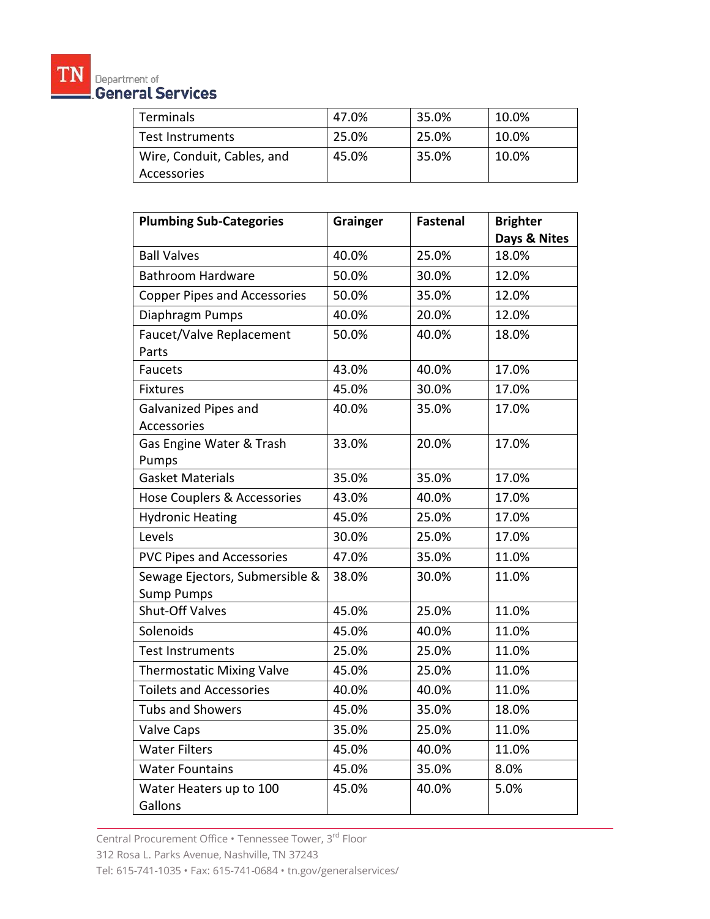| | | | |
|---|---|---|---|
| Terminals | 47.0% | 35.0% | 10.0% |
| Test Instruments | 25.0% | 25.0% | 10.0% |
| Wire, Conduit, Cables, and Accessories | 45.0% | 35.0% | 10.0% |

| Plumbing Sub-Categories | Grainger | Fastenal | Brighter Days & Nites |
|---|---|---|---|
| Ball Valves | 40.0% | 25.0% | 18.0% |
| Bathroom Hardware | 50.0% | 30.0% | 12.0% |
| Copper Pipes and Accessories | 50.0% | 35.0% | 12.0% |
| Diaphragm Pumps | 40.0% | 20.0% | 12.0% |
| Faucet/Valve Replacement Parts | 50.0% | 40.0% | 18.0% |
| Faucets | 43.0% | 40.0% | 17.0% |
| Fixtures | 45.0% | 30.0% | 17.0% |
| Galvanized Pipes and Accessories | 40.0% | 35.0% | 17.0% |
| Gas Engine Water & Trash Pumps | 33.0% | 20.0% | 17.0% |
| Gasket Materials | 35.0% | 35.0% | 17.0% |
| Hose Couplers & Accessories | 43.0% | 40.0% | 17.0% |
| Hydronic Heating | 45.0% | 25.0% | 17.0% |
| Levels | 30.0% | 25.0% | 17.0% |
| PVC Pipes and Accessories | 47.0% | 35.0% | 11.0% |
| Sewage Ejectors, Submersible & Sump Pumps | 38.0% | 30.0% | 11.0% |
| Shut-Off Valves | 45.0% | 25.0% | 11.0% |
| Solenoids | 45.0% | 40.0% | 11.0% |
| Test Instruments | 25.0% | 25.0% | 11.0% |
| Thermostatic Mixing Valve | 45.0% | 25.0% | 11.0% |
| Toilets and Accessories | 40.0% | 40.0% | 11.0% |
| Tubs and Showers | 45.0% | 35.0% | 18.0% |
| Valve Caps | 35.0% | 25.0% | 11.0% |
| Water Filters | 45.0% | 40.0% | 11.0% |
| Water Fountains | 45.0% | 35.0% | 8.0% |
| Water Heaters up to 100 Gallons | 45.0% | 40.0% | 5.0% |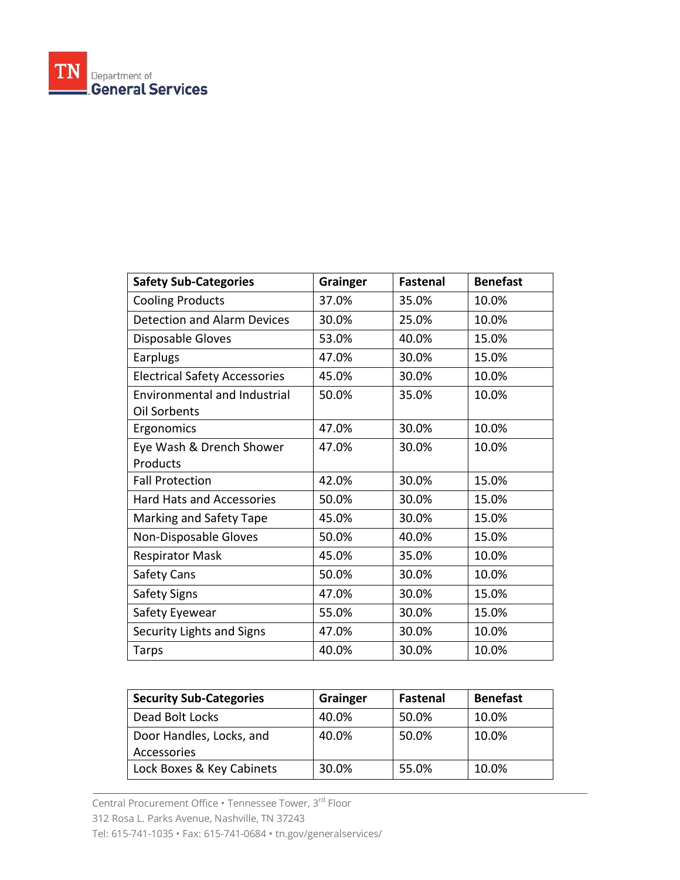| Safety Sub-Categories | Grainger | Fastenal | Benefast |
|---|---|---|---|
| Cooling Products | 37.0% | 35.0% | 10.0% |
| Detection and Alarm Devices | 30.0% | 25.0% | 10.0% |
| Disposable Gloves | 53.0% | 40.0% | 15.0% |
| Earplugs | 47.0% | 30.0% | 15.0% |
| Electrical Safety Accessories | 45.0% | 30.0% | 10.0% |
| Environmental and Industrial Oil Sorbents | 50.0% | 35.0% | 10.0% |
| Ergonomics | 47.0% | 30.0% | 10.0% |
| Eye Wash & Drench Shower Products | 47.0% | 30.0% | 10.0% |
| Fall Protection | 42.0% | 30.0% | 15.0% |
| Hard Hats and Accessories | 50.0% | 30.0% | 15.0% |
| Marking and Safety Tape | 45.0% | 30.0% | 15.0% |
| Non-Disposable Gloves | 50.0% | 40.0% | 15.0% |
| Respirator Mask | 45.0% | 35.0% | 10.0% |
| Safety Cans | 50.0% | 30.0% | 10.0% |
| Safety Signs | 47.0% | 30.0% | 15.0% |
| Safety Eyewear | 55.0% | 30.0% | 15.0% |
| Security Lights and Signs | 47.0% | 30.0% | 10.0% |
| Tarps | 40.0% | 30.0% | 10.0% |

| Security Sub-Categories | Grainger | Fastenal | Benefast |
|---|---|---|---|
| Dead Bolt Locks | 40.0% | 50.0% | 10.0% |
| Door Handles, Locks, and Accessories | 40.0% | 50.0% | 10.0% |
| Lock Boxes & Key Cabinets | 30.0% | 55.0% | 10.0% |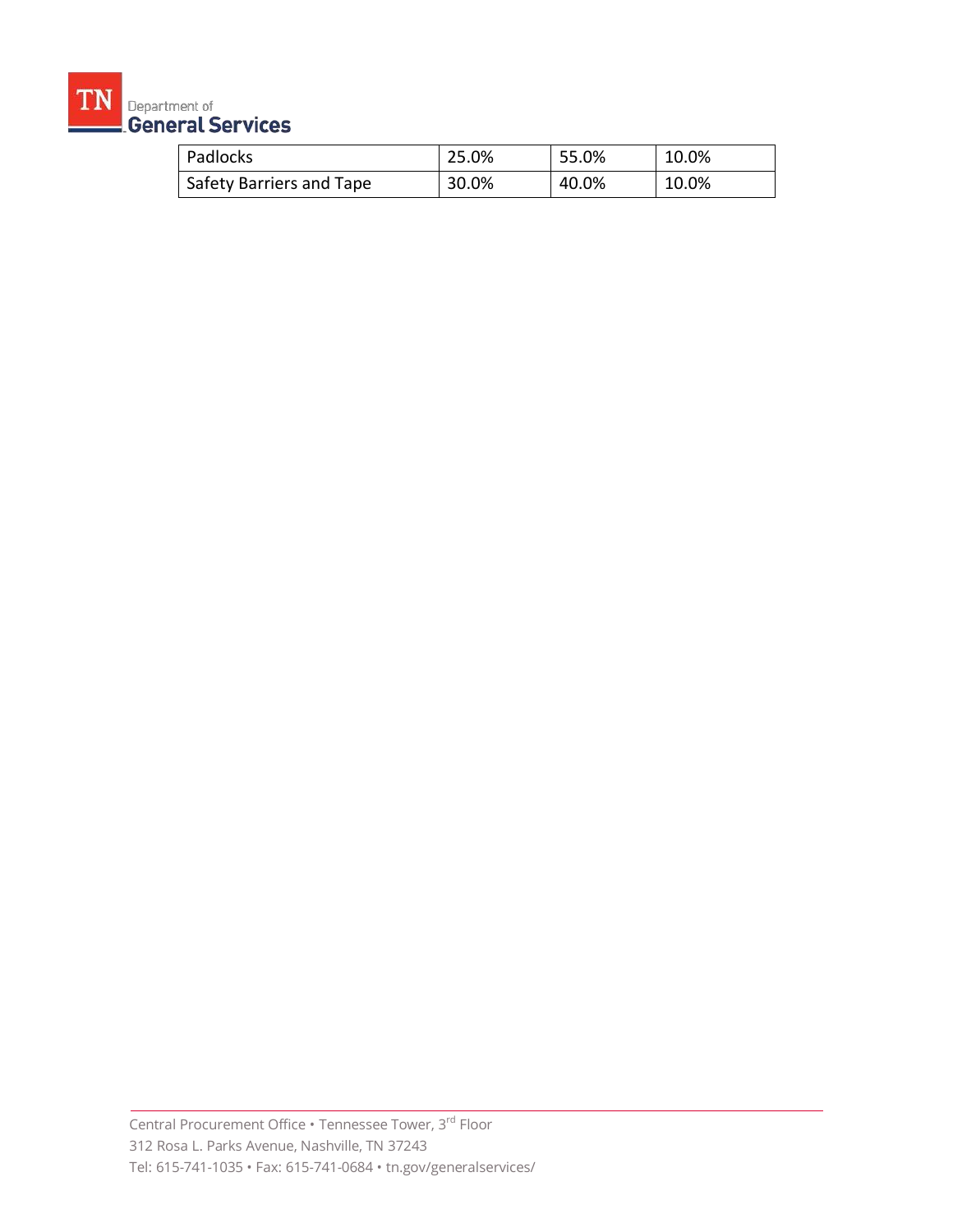| | | | |
|---|---|---|---|
| Padlocks | 25.0% | 55.0% | 10.0% |
| Safety Barriers and Tape | 30.0% | 40.0% | 10.0% |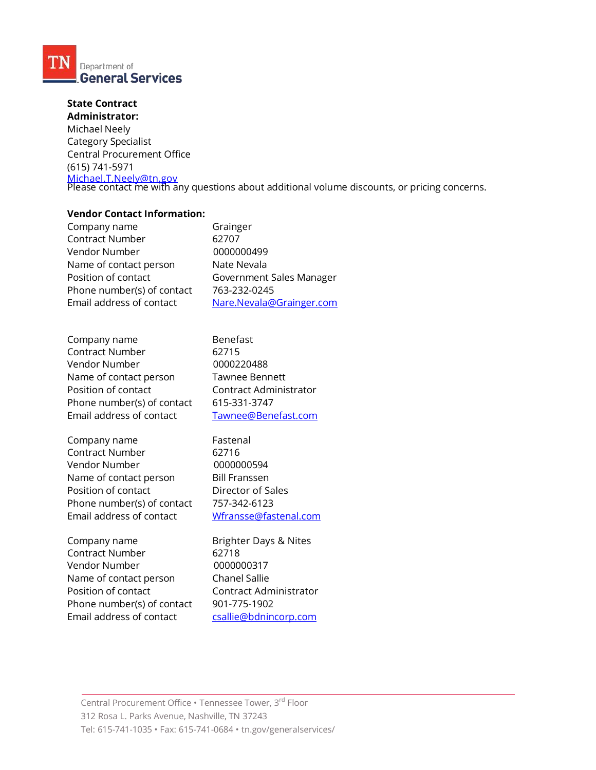TN Department of General Services

**State Contract Administrator:**

Michael Neely
Category Specialist
Central Procurement Office
(615) 741-5971
Michael.T.Neely@tn.gov
Please contact me with any questions about additional volume discounts, or pricing concerns.

**Vendor Contact Information:**

| | |
|---|---|
| Company name | Grainger |
| Contract Number | 62707 |
| Vendor Number | 0000000499 |
| Name of contact person | Nate Nevala |
| Position of contact | Government Sales Manager |
| Phone number(s) of contact | 763-232-0245 |
| Email address of contact | Nare.Nevala@Grainger.com |

| | |
|---|---|
| Company name | Benefast |
| Contract Number | 62715 |
| Vendor Number | 0000220488 |
| Name of contact person | Tawnee Bennett |
| Position of contact | Contract Administrator |
| Phone number(s) of contact | 615-331-3747 |
| Email address of contact | Tawnee@Benefast.com |

| | |
|---|---|
| Company name | Fastenal |
| Contract Number | 62716 |
| Vendor Number | 0000000594 |
| Name of contact person | Bill Franssen |
| Position of contact | Director of Sales |
| Phone number(s) of contact | 757-342-6123 |
| Email address of contact | Wfransse@fastenal.com |

| | |
|---|---|
| Company name | Brighter Days & Nites |
| Contract Number | 62718 |
| Vendor Number | 0000000317 |
| Name of contact person | Chanel Sallie |
| Position of contact | Contract Administrator |
| Phone number(s) of contact | 901-775-1902 |
| Email address of contact | csallie@bdnincorp.com |

Central Procurement Office • Tennessee Tower, 3rd Floor
312 Rosa L. Parks Avenue, Nashville, TN 37243
Tel: 615-741-1035 • Fax: 615-741-0684 • tn.gov/generalservices/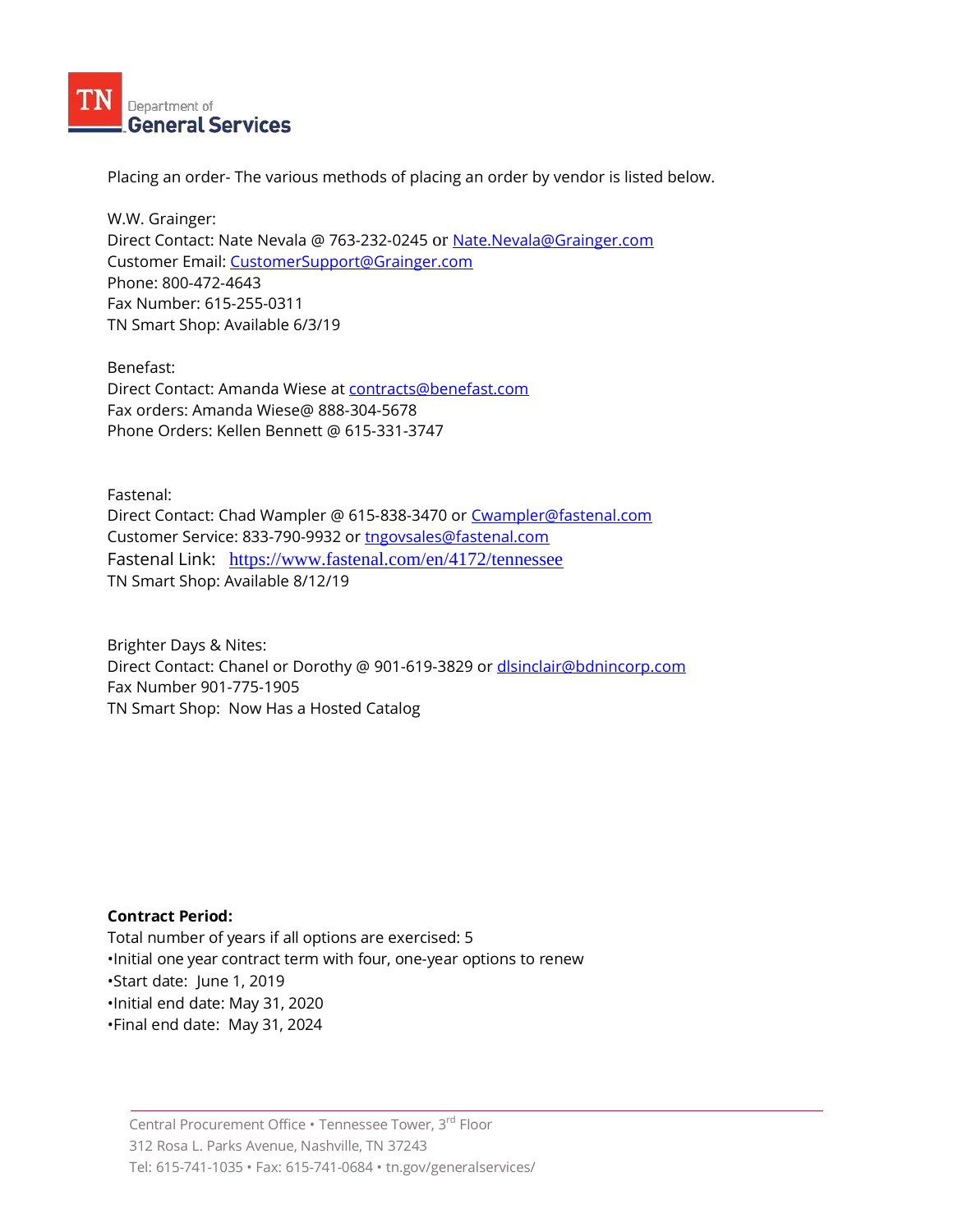Placing an order- The various methods of placing an order by vendor is listed below.

W.W. Grainger:
Direct Contact: Nate Nevala @ 763-232-0245 or Nate.Nevala@Grainger.com
Customer Email: CustomerSupport@Grainger.com
Phone: 800-472-4643
Fax Number: 615-255-0311
TN Smart Shop: Available 6/3/19

Benefast:
Direct Contact: Amanda Wiese at contracts@benefast.com
Fax orders: Amanda Wiese@ 888-304-5678
Phone Orders: Kellen Bennett @ 615-331-3747

Fastenal:
Direct Contact: Chad Wampler @ 615-838-3470 or Cwampler@fastenal.com
Customer Service: 833-790-9932 or tngovsales@fastenal.com
Fastenal Link: https://www.fastenal.com/en/4172/tennessee
TN Smart Shop: Available 8/12/19

Brighter Days & Nites:
Direct Contact: Chanel or Dorothy @ 901-619-3829 or dlsinclair@bdnincorp.com
Fax Number 901-775-1905
TN Smart Shop: Now Has a Hosted Catalog

**Contract Period:**
Total number of years if all options are exercised: 5
•Initial one year contract term with four, one-year options to renew
•Start date: June 1, 2019
•Initial end date: May 31, 2020
•Final end date: May 31, 2024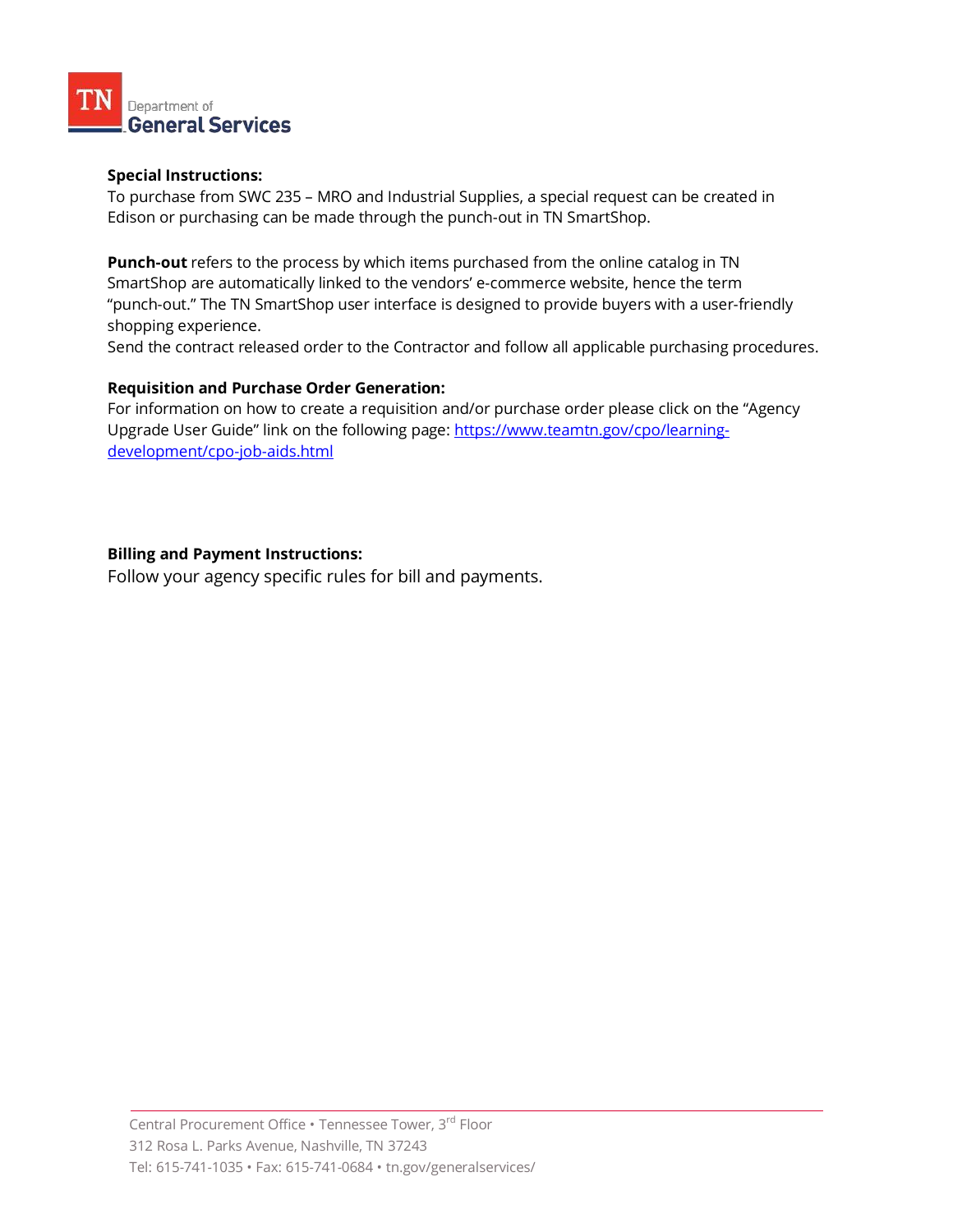**Special Instructions:**
To purchase from SWC 235 – MRO and Industrial Supplies, a special request can be created in Edison or purchasing can be made through the punch-out in TN SmartShop.

**Punch-out** refers to the process by which items purchased from the online catalog in TN SmartShop are automatically linked to the vendors' e-commerce website, hence the term "punch-out." The TN SmartShop user interface is designed to provide buyers with a user-friendly shopping experience.
Send the contract released order to the Contractor and follow all applicable purchasing procedures.

**Requisition and Purchase Order Generation:**
For information on how to create a requisition and/or purchase order please click on the "Agency Upgrade User Guide" link on the following page: https://www.teamtn.gov/cpo/learning-development/cpo-job-aids.html

**Billing and Payment Instructions:**
Follow your agency specific rules for bill and payments.